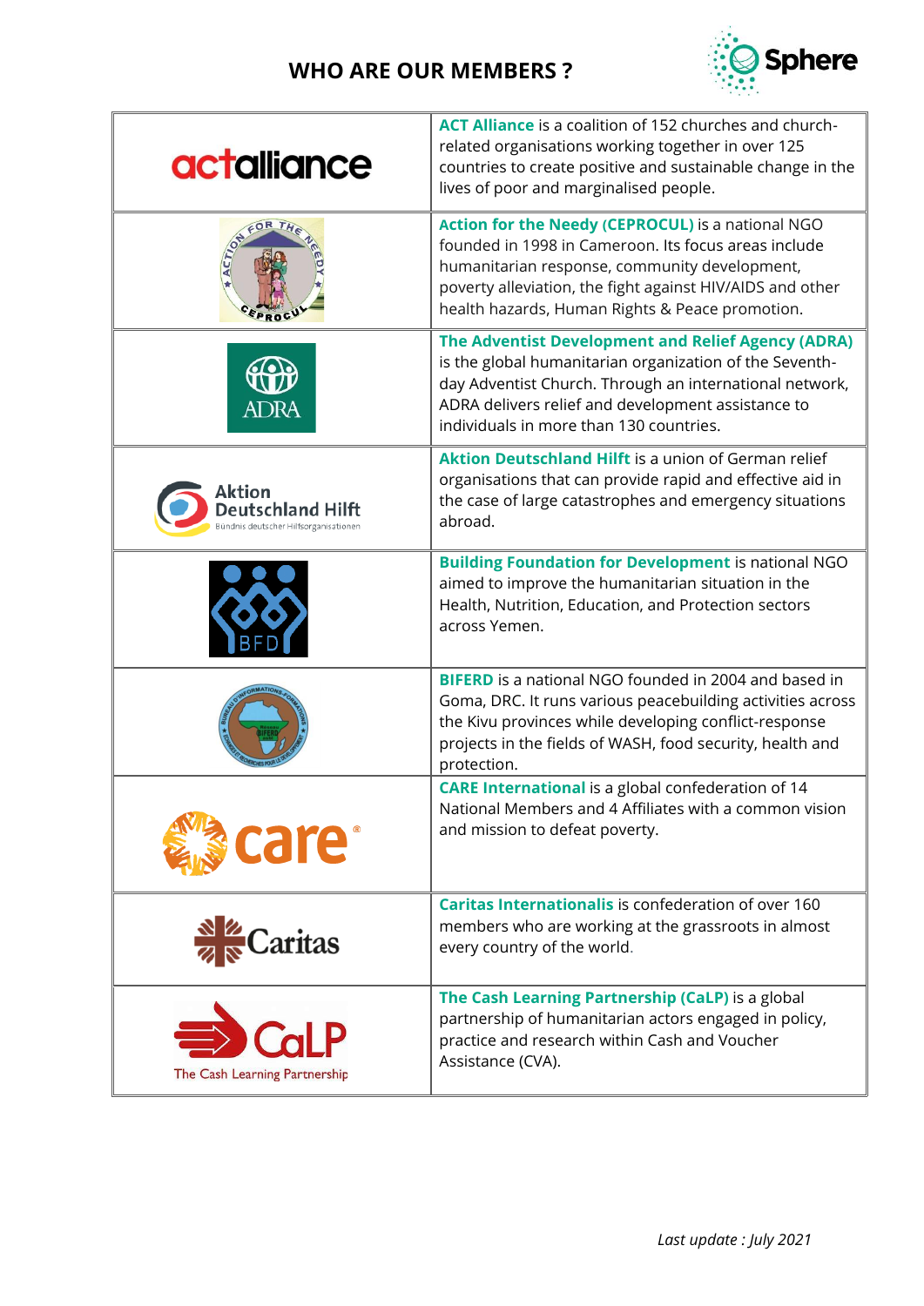# WHO ARE OUR MEMBERS ?

| | |
|---|---|
| actalliance | **ACT Alliance** is a coalition of 152 churches and church-related organisations working together in over 125 countries to create positive and sustainable change in the lives of poor and marginalised people. |
| ACTION FOR THE NEEDY CEPROCUL | **Action for the Needy (CEPROCUL)** is a national NGO founded in 1998 in Cameroon. Its focus areas include humanitarian response, community development, poverty alleviation, the fight against HIV/AIDS and other health hazards, Human Rights & Peace promotion. |
| ADRA | **The Adventist Development and Relief Agency (ADRA)** is the global humanitarian organization of the Seventh-day Adventist Church. Through an international network, ADRA delivers relief and development assistance to individuals in more than 130 countries. |
| Aktion Deutschland Hilft Bündnis deutscher Hilfsorganisationen | **Aktion Deutschland Hilft** is a union of German relief organisations that can provide rapid and effective aid in the case of large catastrophes and emergency situations abroad. |
| BFD | **Building Foundation for Development** is national NGO aimed to improve the humanitarian situation in the Health, Nutrition, Education, and Protection sectors across Yemen. |
| BIFERD | **BIFERD** is a national NGO founded in 2004 and based in Goma, DRC. It runs various peacebuilding activities across the Kivu provinces while developing conflict-response projects in the fields of WASH, food security, health and protection. |
| care® | **CARE International** is a global confederation of 14 National Members and 4 Affiliates with a common vision and mission to defeat poverty. |
| Caritas | **Caritas Internationalis** is confederation of over 160 members who are working at the grassroots in almost every country of the world. |
| CaLP The Cash Learning Partnership | **The Cash Learning Partnership (CaLP)** is a global partnership of humanitarian actors engaged in policy, practice and research within Cash and Voucher Assistance (CVA). |

*Last update : July 2021*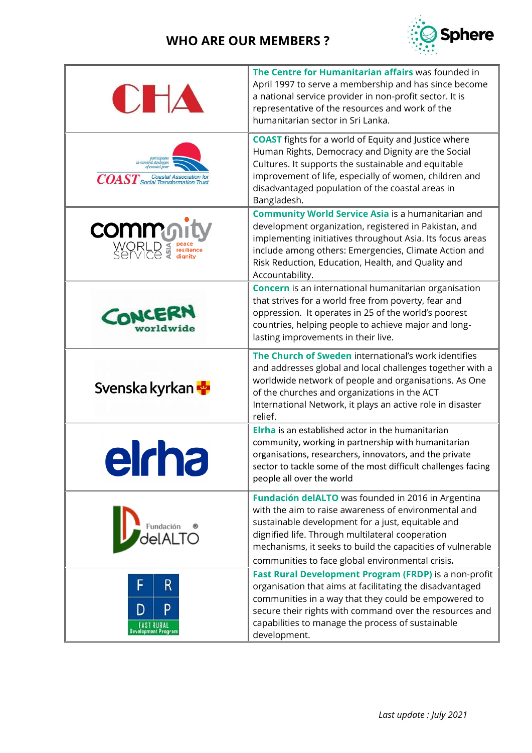## WHO ARE OUR MEMBERS ?

| | |
|---|---|
| CHA | **The Centre for Humanitarian affairs** was founded in April 1997 to serve a membership and has since become a national service provider in non-profit sector. It is representative of the resources and work of the humanitarian sector in Sri Lanka. |
| COAST Coastal Association for Social Transformation Trust | **COAST** fights for a world of Equity and Justice where Human Rights, Democracy and Dignity are the Social Cultures. It supports the sustainable and equitable improvement of life, especially of women, children and disadvantaged population of the coastal areas in Bangladesh. |
| community WORLD service ASIA peace resilience dignity | **Community World Service Asia** is a humanitarian and development organization, registered in Pakistan, and implementing initiatives throughout Asia. Its focus areas include among others: Emergencies, Climate Action and Risk Reduction, Education, Health, and Quality and Accountability. |
| CONCERN worldwide | **Concern** is an international humanitarian organisation that strives for a world free from poverty, fear and oppression. It operates in 25 of the world's poorest countries, helping people to achieve major and long-lasting improvements in their live. |
| Svenska kyrkan | **The Church of Sweden** international's work identifies and addresses global and local challenges together with a worldwide network of people and organisations. As One of the churches and organizations in the ACT International Network, it plays an active role in disaster relief. |
| elrha | **Elrha** is an established actor in the humanitarian community, working in partnership with humanitarian organisations, researchers, innovators, and the private sector to tackle some of the most difficult challenges facing people all over the world |
| Fundación delALTO | **Fundación delALTO** was founded in 2016 in Argentina with the aim to raise awareness of environmental and sustainable development for a just, equitable and dignified life. Through multilateral cooperation mechanisms, it seeks to build the capacities of vulnerable communities to face global environmental crisis. |
| FRDP FAST RURAL Development Program | **Fast Rural Development Program (FRDP)** is a non-profit organisation that aims at facilitating the disadvantaged communities in a way that they could be empowered to secure their rights with command over the resources and capabilities to manage the process of sustainable development. |

*Last update : July 2021*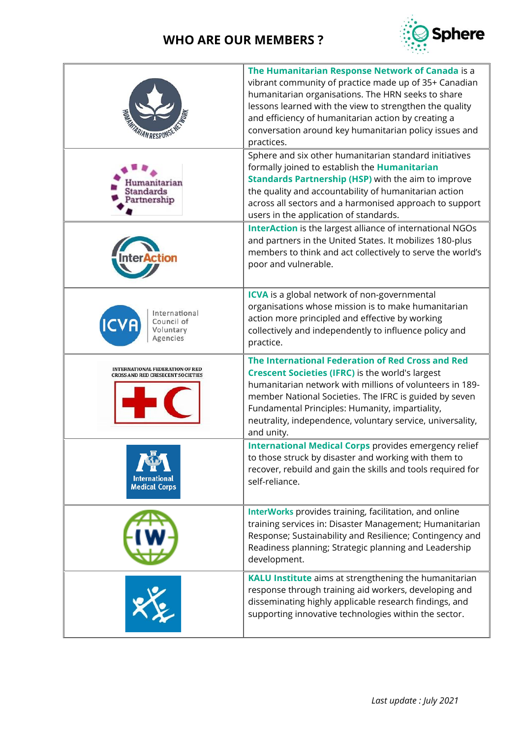# WHO ARE OUR MEMBERS ?

| | |
|---|---|
| HUMANITARIAN RESPONSE NETWORK | **The Humanitarian Response Network of Canada** is a vibrant community of practice made up of 35+ Canadian humanitarian organisations. The HRN seeks to share lessons learned with the view to strengthen the quality and efficiency of humanitarian action by creating a conversation around key humanitarian policy issues and practices. |
| Humanitarian Standards Partnership | Sphere and six other humanitarian standard initiatives formally joined to establish the **Humanitarian Standards Partnership (HSP)** with the aim to improve the quality and accountability of humanitarian action across all sectors and a harmonised approach to support users in the application of standards. |
| InterAction | **InterAction** is the largest alliance of international NGOs and partners in the United States. It mobilizes 180-plus members to think and act collectively to serve the world's poor and vulnerable. |
| ICVA International Council of Voluntary Agencies | **ICVA** is a global network of non-governmental organisations whose mission is to make humanitarian action more principled and effective by working collectively and independently to influence policy and practice. |
| INTERNATIONAL FEDERATION OF RED CROSS AND RED CRESECENT SOCIETIES | **The International Federation of Red Cross and Red Crescent Societies (IFRC)** is the world's largest humanitarian network with millions of volunteers in 189-member National Societies. The IFRC is guided by seven Fundamental Principles: Humanity, impartiality, neutrality, independence, voluntary service, universality, and unity. |
| International Medical Corps | **International Medical Corps** provides emergency relief to those struck by disaster and working with them to recover, rebuild and gain the skills and tools required for self-reliance. |
| IW | **InterWorks** provides training, facilitation, and online training services in: Disaster Management; Humanitarian Response; Sustainability and Resilience; Contingency and Readiness planning; Strategic planning and Leadership development. |
| | **KALU Institute** aims at strengthening the humanitarian response through training aid workers, developing and disseminating highly applicable research findings, and supporting innovative technologies within the sector. |

*Last update : July 2021*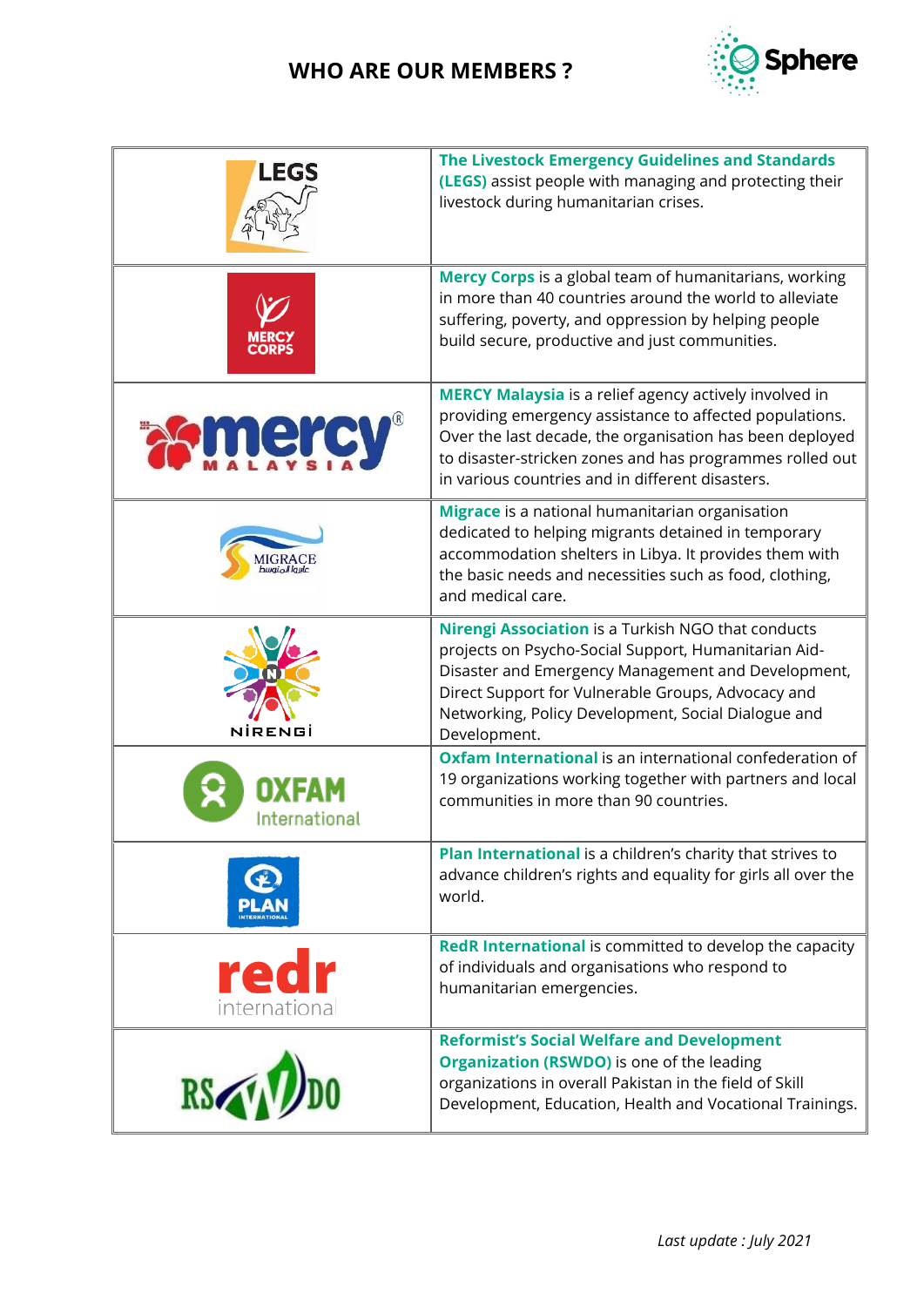## WHO ARE OUR MEMBERS ?

| Logo | Description |
|---|---|
| LEGS | **The Livestock Emergency Guidelines and Standards (LEGS)** assist people with managing and protecting their livestock during humanitarian crises. |
| MERCY CORPS | **Mercy Corps** is a global team of humanitarians, working in more than 40 countries around the world to alleviate suffering, poverty, and oppression by helping people build secure, productive and just communities. |
| mercy MALAYSIA | **MERCY Malaysia** is a relief agency actively involved in providing emergency assistance to affected populations. Over the last decade, the organisation has been deployed to disaster-stricken zones and has programmes rolled out in various countries and in different disasters. |
| MIGRACE | **Migrace** is a national humanitarian organisation dedicated to helping migrants detained in temporary accommodation shelters in Libya. It provides them with the basic needs and necessities such as food, clothing, and medical care. |
| NİRENGİ | **Nirengi Association** is a Turkish NGO that conducts projects on Psycho-Social Support, Humanitarian Aid-Disaster and Emergency Management and Development, Direct Support for Vulnerable Groups, Advocacy and Networking, Policy Development, Social Dialogue and Development. |
| OXFAM International | **Oxfam International** is an international confederation of 19 organizations working together with partners and local communities in more than 90 countries. |
| PLAN INTERNATIONAL | **Plan International** is a children's charity that strives to advance children's rights and equality for girls all over the world. |
| redr international | **RedR International** is committed to develop the capacity of individuals and organisations who respond to humanitarian emergencies. |
| RSWDO | **Reformist's Social Welfare and Development Organization (RSWDO)** is one of the leading organizations in overall Pakistan in the field of Skill Development, Education, Health and Vocational Trainings. |

*Last update : July 2021*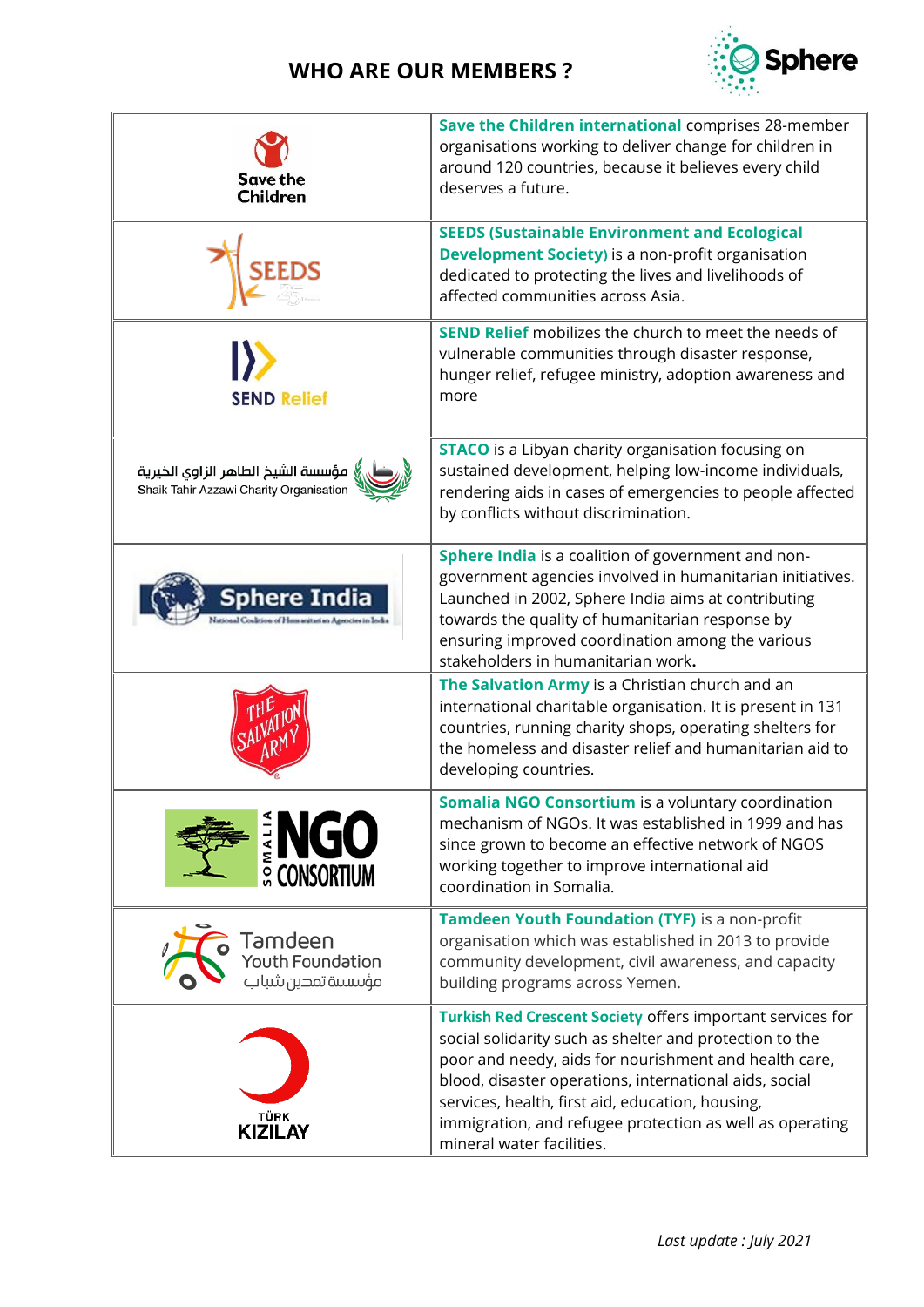# WHO ARE OUR MEMBERS ?

| Logo | Description |
|---|---|
| Save the Children | **Save the Children international** comprises 28-member organisations working to deliver change for children in around 120 countries, because it believes every child deserves a future. |
| SEEDS | **SEEDS (Sustainable Environment and Ecological Development Society)** is a non-profit organisation dedicated to protecting the lives and livelihoods of affected communities across Asia. |
| SEND Relief | **SEND Relief** mobilizes the church to meet the needs of vulnerable communities through disaster response, hunger relief, refugee ministry, adoption awareness and more |
| مؤسسة الشيخ الطاهر الزاوي الخيرية Shaik Tahir Azzawi Charity Organisation | **STACO** is a Libyan charity organisation focusing on sustained development, helping low-income individuals, rendering aids in cases of emergencies to people affected by conflicts without discrimination. |
| Sphere India National Coalition of Humanitarian Agencies in India | **Sphere India** is a coalition of government and non-government agencies involved in humanitarian initiatives. Launched in 2002, Sphere India aims at contributing towards the quality of humanitarian response by ensuring improved coordination among the various stakeholders in humanitarian work. |
| The Salvation Army | **The Salvation Army** is a Christian church and an international charitable organisation. It is present in 131 countries, running charity shops, operating shelters for the homeless and disaster relief and humanitarian aid to developing countries. |
| Somalia NGO Consortium | **Somalia NGO Consortium** is a voluntary coordination mechanism of NGOs. It was established in 1999 and has since grown to become an effective network of NGOS working together to improve international aid coordination in Somalia. |
| Tamdeen Youth Foundation مؤسسة تمدين شباب | **Tamdeen Youth Foundation (TYF)** is a non-profit organisation which was established in 2013 to provide community development, civil awareness, and capacity building programs across Yemen. |
| Türk Kızılay | **Turkish Red Crescent Society** offers important services for social solidarity such as shelter and protection to the poor and needy, aids for nourishment and health care, blood, disaster operations, international aids, social services, health, first aid, education, housing, immigration, and refugee protection as well as operating mineral water facilities. |

*Last update : July 2021*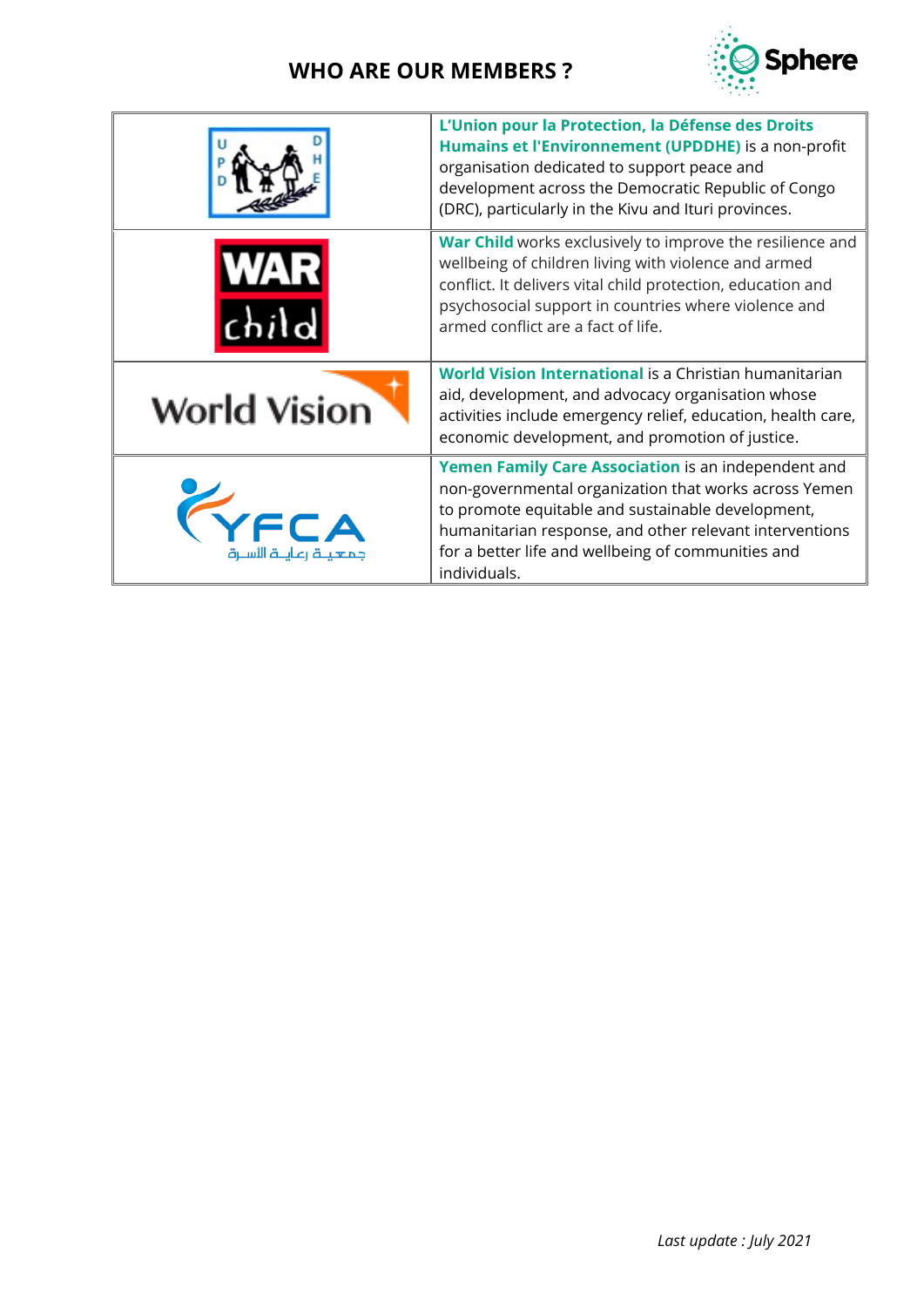## WHO ARE OUR MEMBERS ?

| | |
|---|---|
| UPDDHE | **L'Union pour la Protection, la Défense des Droits Humains et l'Environnement (UPDDHE)** is a non-profit organisation dedicated to support peace and development across the Democratic Republic of Congo (DRC), particularly in the Kivu and Ituri provinces. |
| WAR child | **War Child** works exclusively to improve the resilience and wellbeing of children living with violence and armed conflict. It delivers vital child protection, education and psychosocial support in countries where violence and armed conflict are a fact of life. |
| World Vision | **World Vision International** is a Christian humanitarian aid, development, and advocacy organisation whose activities include emergency relief, education, health care, economic development, and promotion of justice. |
| YFCA جمعية رعاية الأسرة | **Yemen Family Care Association** is an independent and non-governmental organization that works across Yemen to promote equitable and sustainable development, humanitarian response, and other relevant interventions for a better life and wellbeing of communities and individuals. |

*Last update : July 2021*